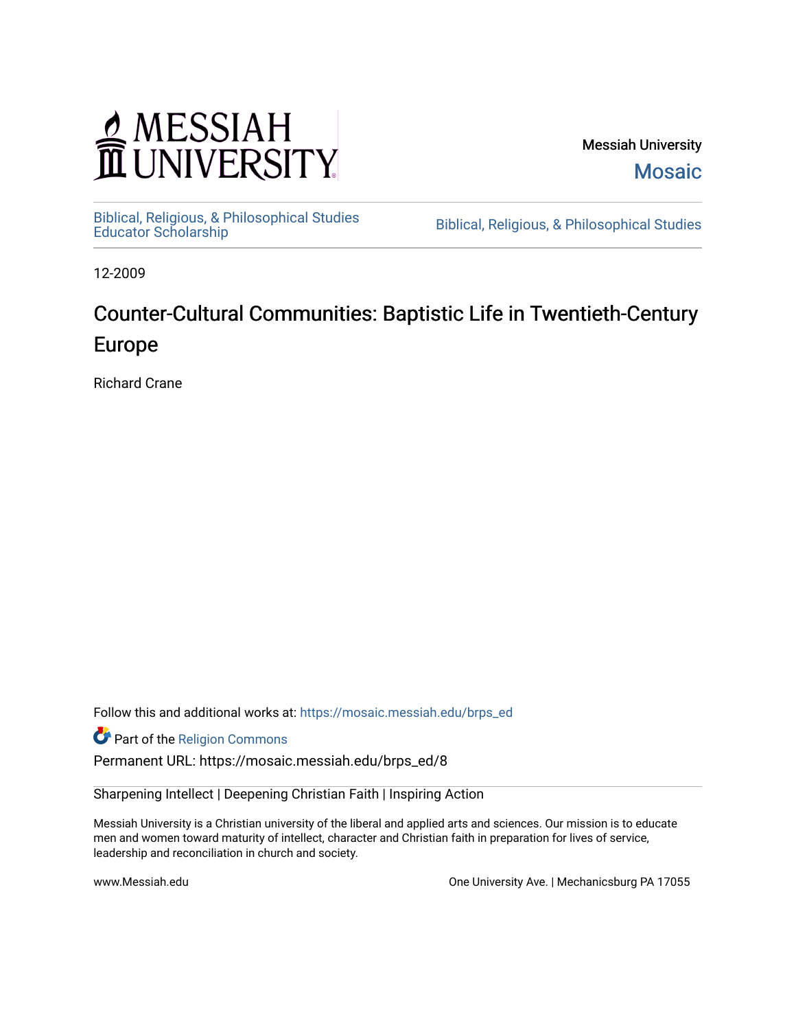Messiah University

Mosaic

Biblical, Religious, & Philosophical Studies Educator Scholarship

Biblical, Religious, & Philosophical Studies

12-2009

# Counter-Cultural Communities: Baptistic Life in Twentieth-Century Europe

Richard Crane

Follow this and additional works at: https://mosaic.messiah.edu/brps_ed

Part of the Religion Commons

Permanent URL: https://mosaic.messiah.edu/brps_ed/8

Sharpening Intellect | Deepening Christian Faith | Inspiring Action

Messiah University is a Christian university of the liberal and applied arts and sciences. Our mission is to educate men and women toward maturity of intellect, character and Christian faith in preparation for lives of service, leadership and reconciliation in church and society.

www.Messiah.edu

One University Ave. | Mechanicsburg PA 17055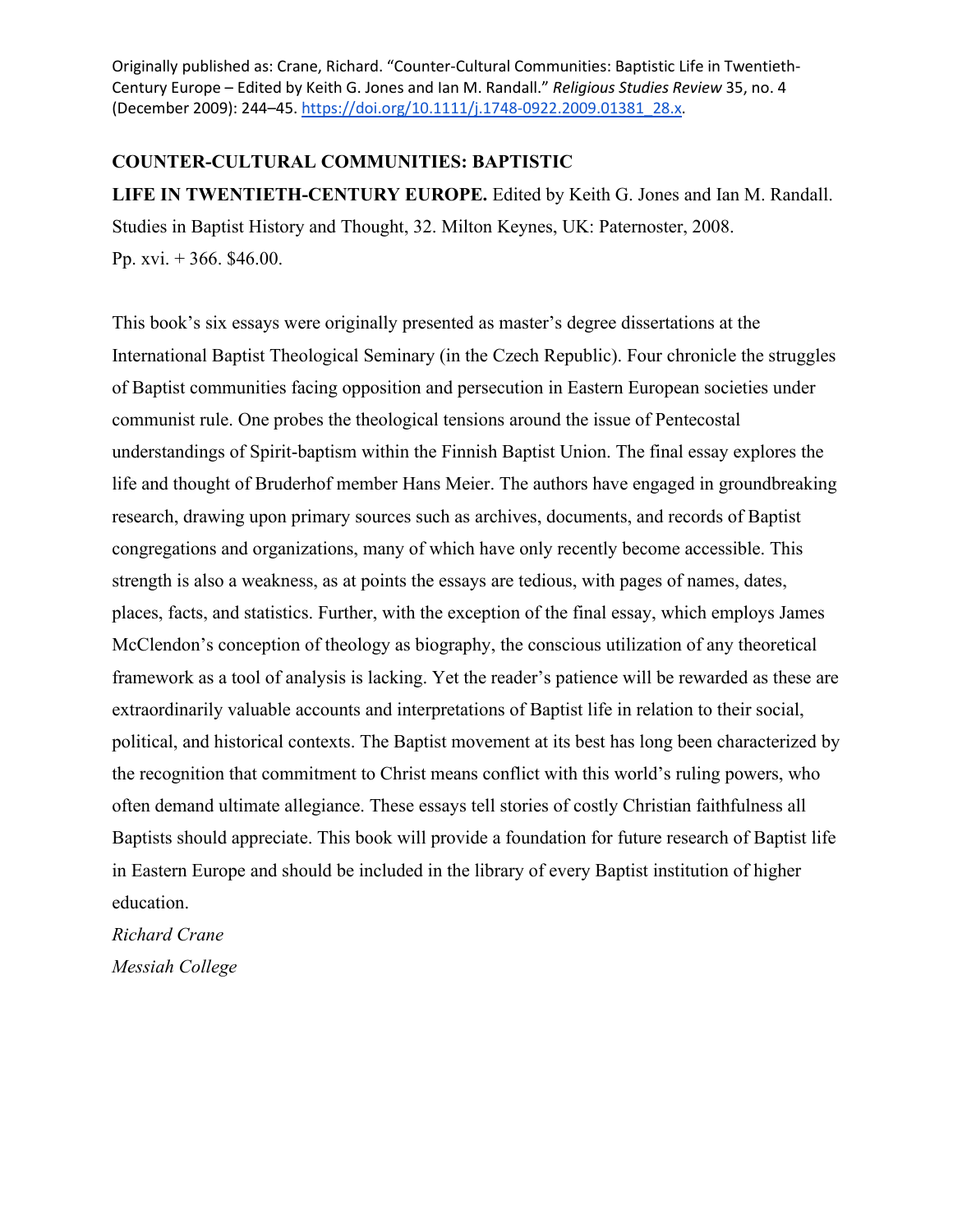Originally published as: Crane, Richard. "Counter-Cultural Communities: Baptistic Life in Twentieth-Century Europe – Edited by Keith G. Jones and Ian M. Randall." *Religious Studies Review* 35, no. 4 (December 2009): 244–45. https://doi.org/10.1111/j.1748-0922.2009.01381_28.x.

**COUNTER-CULTURAL COMMUNITIES: BAPTISTIC LIFE IN TWENTIETH-CENTURY EUROPE.** Edited by Keith G. Jones and Ian M. Randall. Studies in Baptist History and Thought, 32. Milton Keynes, UK: Paternoster, 2008. Pp. xvi. + 366. $46.00.

This book's six essays were originally presented as master's degree dissertations at the International Baptist Theological Seminary (in the Czech Republic). Four chronicle the struggles of Baptist communities facing opposition and persecution in Eastern European societies under communist rule. One probes the theological tensions around the issue of Pentecostal understandings of Spirit-baptism within the Finnish Baptist Union. The final essay explores the life and thought of Bruderhof member Hans Meier. The authors have engaged in groundbreaking research, drawing upon primary sources such as archives, documents, and records of Baptist congregations and organizations, many of which have only recently become accessible. This strength is also a weakness, as at points the essays are tedious, with pages of names, dates, places, facts, and statistics. Further, with the exception of the final essay, which employs James McClendon's conception of theology as biography, the conscious utilization of any theoretical framework as a tool of analysis is lacking. Yet the reader's patience will be rewarded as these are extraordinarily valuable accounts and interpretations of Baptist life in relation to their social, political, and historical contexts. The Baptist movement at its best has long been characterized by the recognition that commitment to Christ means conflict with this world's ruling powers, who often demand ultimate allegiance. These essays tell stories of costly Christian faithfulness all Baptists should appreciate. This book will provide a foundation for future research of Baptist life in Eastern Europe and should be included in the library of every Baptist institution of higher education.

*Richard Crane*
*Messiah College*